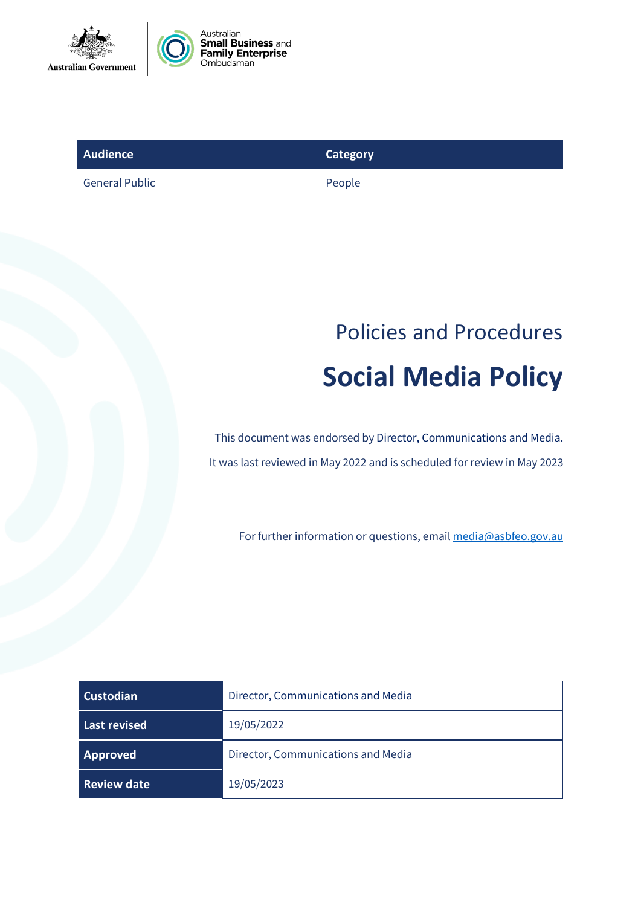Australian Government

Australian Small Business and Family Enterprise Ombudsman

| Audience | Category |
| --- | --- |
| General Public | People |

Policies and Procedures

# Social Media Policy

This document was endorsed by Director, Communications and Media.

It was last reviewed in May 2022 and is scheduled for review in May 2023

For further information or questions, email media@asbfeo.gov.au

| | |
| --- | --- |
| **Custodian** | Director, Communications and Media |
| **Last revised** | 19/05/2022 |
| **Approved** | Director, Communications and Media |
| **Review date** | 19/05/2023 |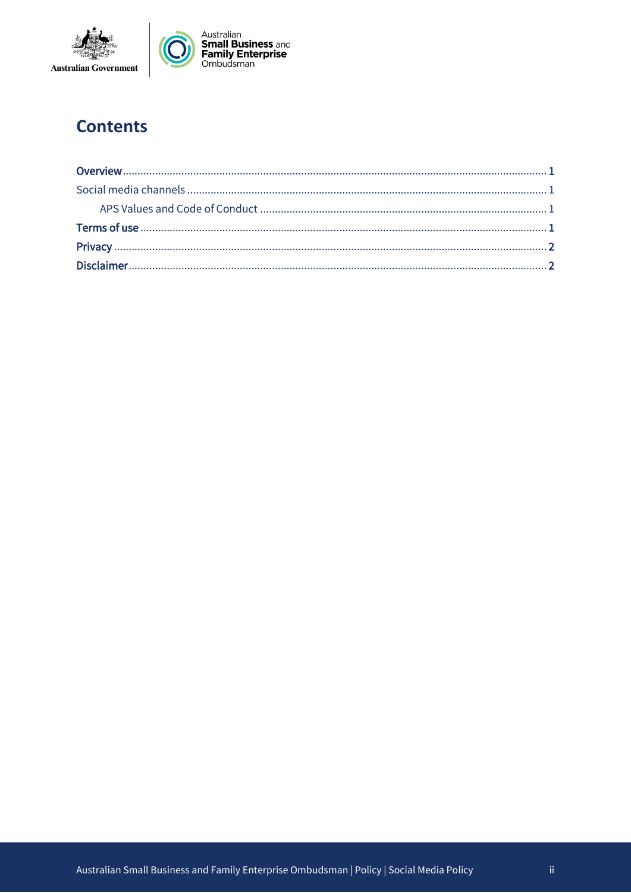## Contents

Overview ... 1

Social media channels ... 1

- APS Values and Code of Conduct ... 1

Terms of use ... 1

Privacy ... 2

Disclaimer ... 2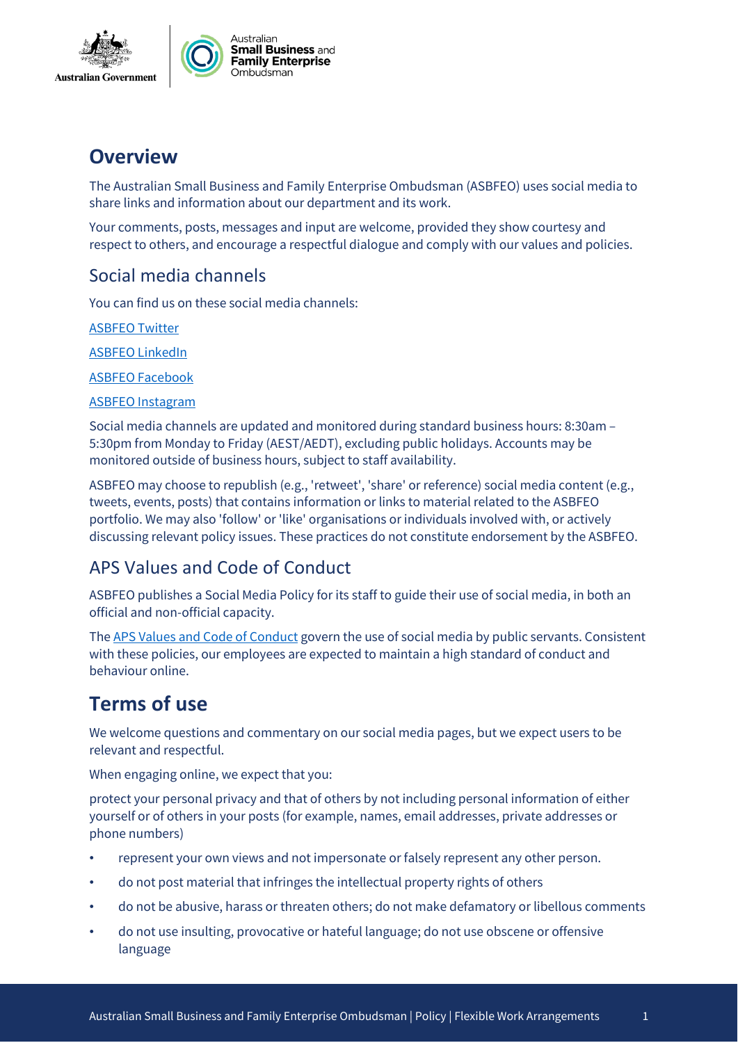# Overview

The Australian Small Business and Family Enterprise Ombudsman (ASBFEO) uses social media to share links and information about our department and its work.

Your comments, posts, messages and input are welcome, provided they show courtesy and respect to others, and encourage a respectful dialogue and comply with our values and policies.

## Social media channels

You can find us on these social media channels:

ASBFEO Twitter

ASBFEO LinkedIn

ASBFEO Facebook

ASBFEO Instagram

Social media channels are updated and monitored during standard business hours: 8:30am – 5:30pm from Monday to Friday (AEST/AEDT), excluding public holidays. Accounts may be monitored outside of business hours, subject to staff availability.

ASBFEO may choose to republish (e.g., 'retweet', 'share' or reference) social media content (e.g., tweets, events, posts) that contains information or links to material related to the ASBFEO portfolio. We may also 'follow' or 'like' organisations or individuals involved with, or actively discussing relevant policy issues. These practices do not constitute endorsement by the ASBFEO.

## APS Values and Code of Conduct

ASBFEO publishes a Social Media Policy for its staff to guide their use of social media, in both an official and non-official capacity.

The APS Values and Code of Conduct govern the use of social media by public servants. Consistent with these policies, our employees are expected to maintain a high standard of conduct and behaviour online.

# Terms of use

We welcome questions and commentary on our social media pages, but we expect users to be relevant and respectful.

When engaging online, we expect that you:

protect your personal privacy and that of others by not including personal information of either yourself or of others in your posts (for example, names, email addresses, private addresses or phone numbers)

- represent your own views and not impersonate or falsely represent any other person.
- do not post material that infringes the intellectual property rights of others
- do not be abusive, harass or threaten others; do not make defamatory or libellous comments
- do not use insulting, provocative or hateful language; do not use obscene or offensive language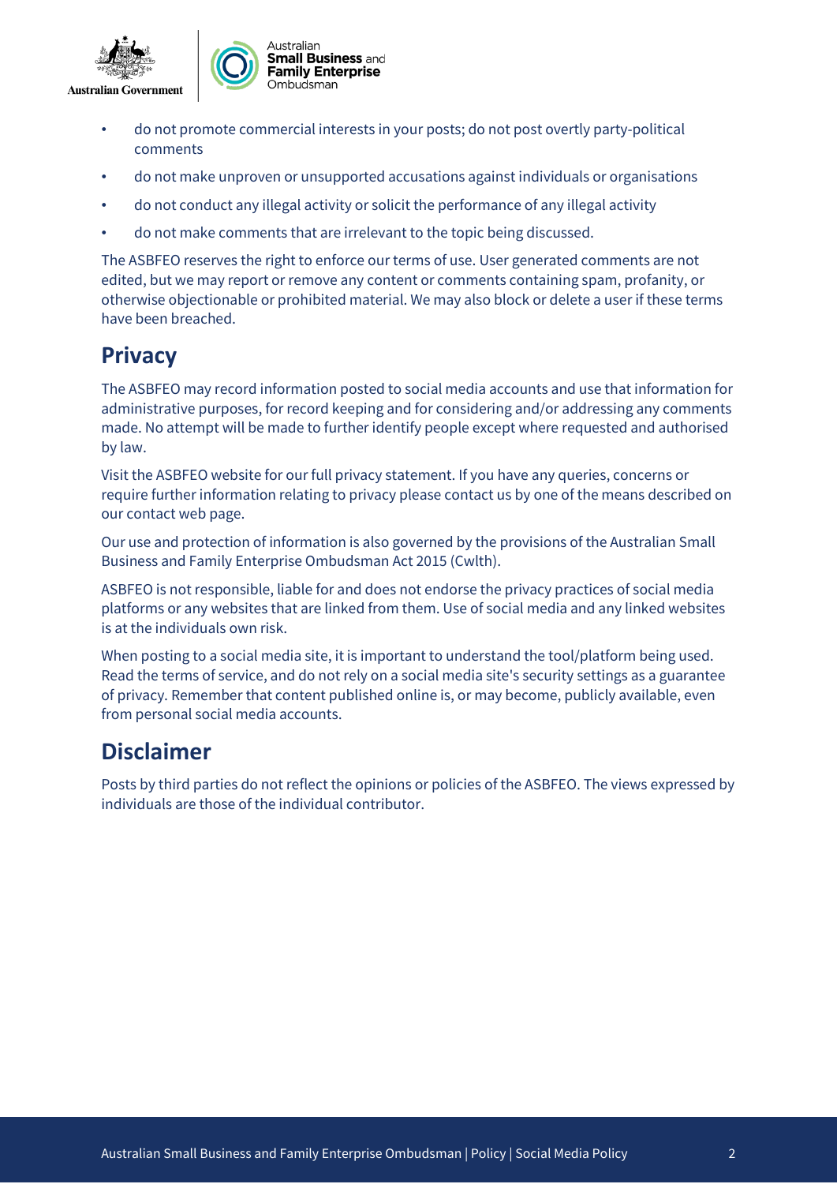- do not promote commercial interests in your posts; do not post overtly party-political comments
- do not make unproven or unsupported accusations against individuals or organisations
- do not conduct any illegal activity or solicit the performance of any illegal activity
- do not make comments that are irrelevant to the topic being discussed.

The ASBFEO reserves the right to enforce our terms of use. User generated comments are not edited, but we may report or remove any content or comments containing spam, profanity, or otherwise objectionable or prohibited material. We may also block or delete a user if these terms have been breached.

## Privacy

The ASBFEO may record information posted to social media accounts and use that information for administrative purposes, for record keeping and for considering and/or addressing any comments made. No attempt will be made to further identify people except where requested and authorised by law.

Visit the ASBFEO website for our full privacy statement. If you have any queries, concerns or require further information relating to privacy please contact us by one of the means described on our contact web page.

Our use and protection of information is also governed by the provisions of the Australian Small Business and Family Enterprise Ombudsman Act 2015 (Cwlth).

ASBFEO is not responsible, liable for and does not endorse the privacy practices of social media platforms or any websites that are linked from them. Use of social media and any linked websites is at the individuals own risk.

When posting to a social media site, it is important to understand the tool/platform being used. Read the terms of service, and do not rely on a social media site's security settings as a guarantee of privacy. Remember that content published online is, or may become, publicly available, even from personal social media accounts.

## Disclaimer

Posts by third parties do not reflect the opinions or policies of the ASBFEO. The views expressed by individuals are those of the individual contributor.